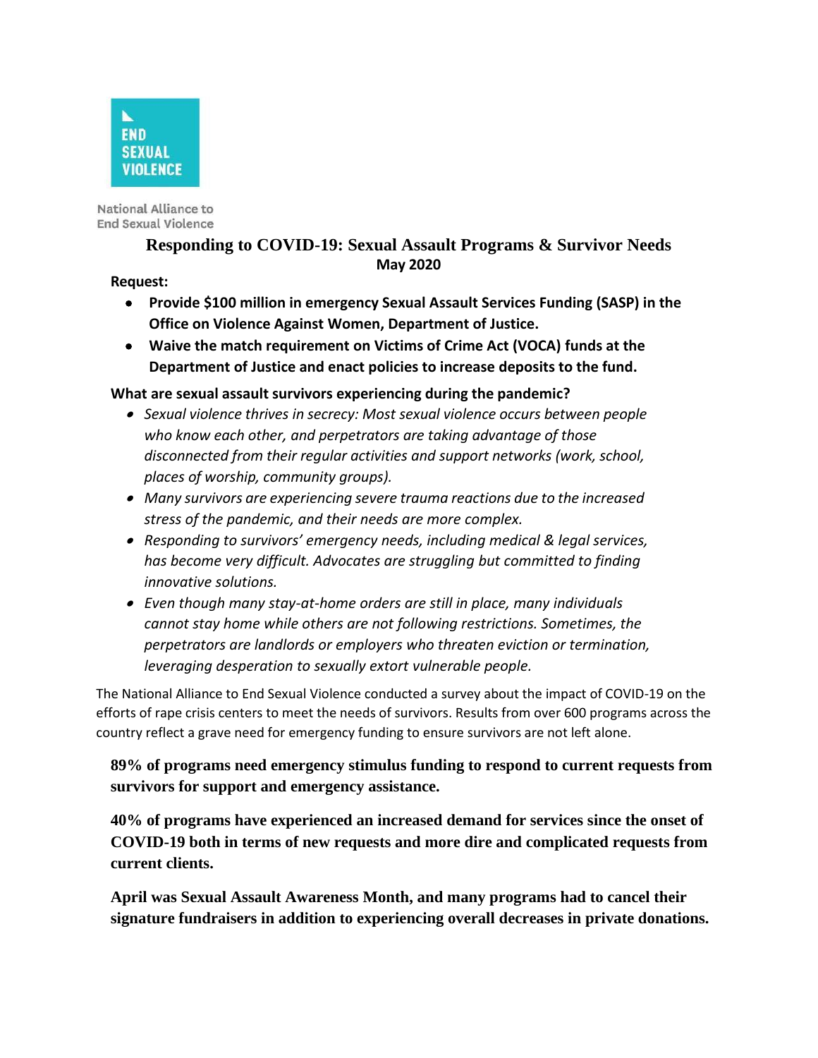END SEXUAL VIOLENCE

National Alliance to End Sexual Violence

# Responding to COVID-19: Sexual Assault Programs & Survivor Needs

**May 2020**

**Request:**

- **Provide $100 million in emergency Sexual Assault Services Funding (SASP) in the Office on Violence Against Women, Department of Justice.**
- **Waive the match requirement on Victims of Crime Act (VOCA) funds at the Department of Justice and enact policies to increase deposits to the fund.**

**What are sexual assault survivors experiencing during the pandemic?**

- *Sexual violence thrives in secrecy: Most sexual violence occurs between people who know each other, and perpetrators are taking advantage of those disconnected from their regular activities and support networks (work, school, places of worship, community groups).*
- *Many survivors are experiencing severe trauma reactions due to the increased stress of the pandemic, and their needs are more complex.*
- *Responding to survivors' emergency needs, including medical & legal services, has become very difficult. Advocates are struggling but committed to finding innovative solutions.*
- *Even though many stay-at-home orders are still in place, many individuals cannot stay home while others are not following restrictions. Sometimes, the perpetrators are landlords or employers who threaten eviction or termination, leveraging desperation to sexually extort vulnerable people.*

The National Alliance to End Sexual Violence conducted a survey about the impact of COVID-19 on the efforts of rape crisis centers to meet the needs of survivors. Results from over 600 programs across the country reflect a grave need for emergency funding to ensure survivors are not left alone.

**89% of programs need emergency stimulus funding to respond to current requests from survivors for support and emergency assistance.**

**40% of programs have experienced an increased demand for services since the onset of COVID-19 both in terms of new requests and more dire and complicated requests from current clients.**

**April was Sexual Assault Awareness Month, and many programs had to cancel their signature fundraisers in addition to experiencing overall decreases in private donations.**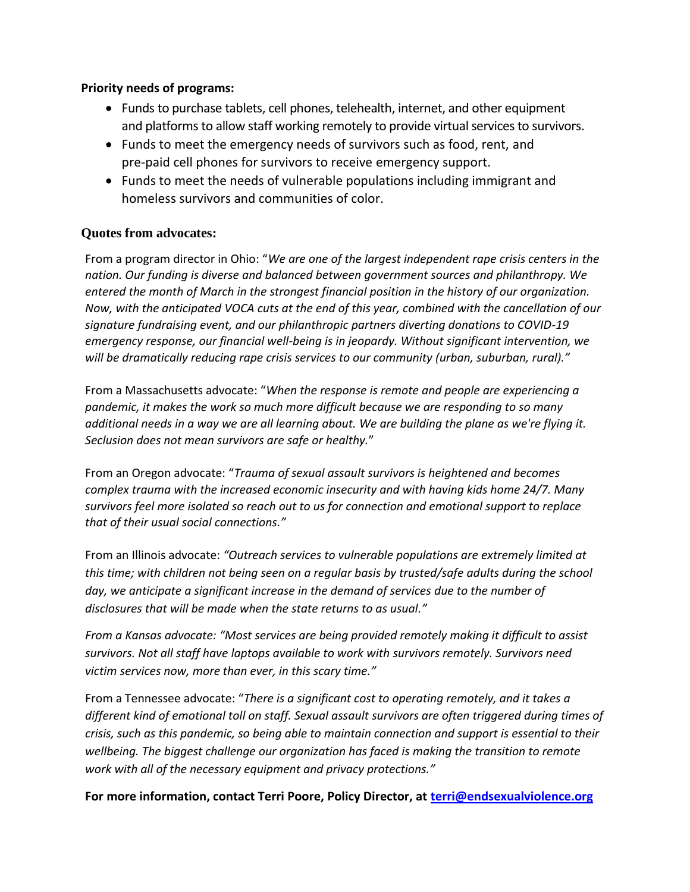**Priority needs of programs:**

- Funds to purchase tablets, cell phones, telehealth, internet, and other equipment and platforms to allow staff working remotely to provide virtual services to survivors.
- Funds to meet the emergency needs of survivors such as food, rent, and pre-paid cell phones for survivors to receive emergency support.
- Funds to meet the needs of vulnerable populations including immigrant and homeless survivors and communities of color.

**Quotes from advocates:**

From a program director in Ohio: "*We are one of the largest independent rape crisis centers in the nation. Our funding is diverse and balanced between government sources and philanthropy. We entered the month of March in the strongest financial position in the history of our organization. Now, with the anticipated VOCA cuts at the end of this year, combined with the cancellation of our signature fundraising event, and our philanthropic partners diverting donations to COVID-19 emergency response, our financial well-being is in jeopardy. Without significant intervention, we will be dramatically reducing rape crisis services to our community (urban, suburban, rural).*"

From a Massachusetts advocate: "*When the response is remote and people are experiencing a pandemic, it makes the work so much more difficult because we are responding to so many additional needs in a way we are all learning about. We are building the plane as we're flying it. Seclusion does not mean survivors are safe or healthy.*"

From an Oregon advocate: "*Trauma of sexual assault survivors is heightened and becomes complex trauma with the increased economic insecurity and with having kids home 24/7. Many survivors feel more isolated so reach out to us for connection and emotional support to replace that of their usual social connections.*"

From an Illinois advocate: *"Outreach services to vulnerable populations are extremely limited at this time; with children not being seen on a regular basis by trusted/safe adults during the school day, we anticipate a significant increase in the demand of services due to the number of disclosures that will be made when the state returns to as usual."*

*From a Kansas advocate: "Most services are being provided remotely making it difficult to assist survivors. Not all staff have laptops available to work with survivors remotely. Survivors need victim services now, more than ever, in this scary time."*

From a Tennessee advocate: "*There is a significant cost to operating remotely, and it takes a different kind of emotional toll on staff. Sexual assault survivors are often triggered during times of crisis, such as this pandemic, so being able to maintain connection and support is essential to their wellbeing. The biggest challenge our organization has faced is making the transition to remote work with all of the necessary equipment and privacy protections.*"

**For more information, contact Terri Poore, Policy Director, at [terri@endsexualviolence.org](mailto:terri@endsexualviolence.org)**